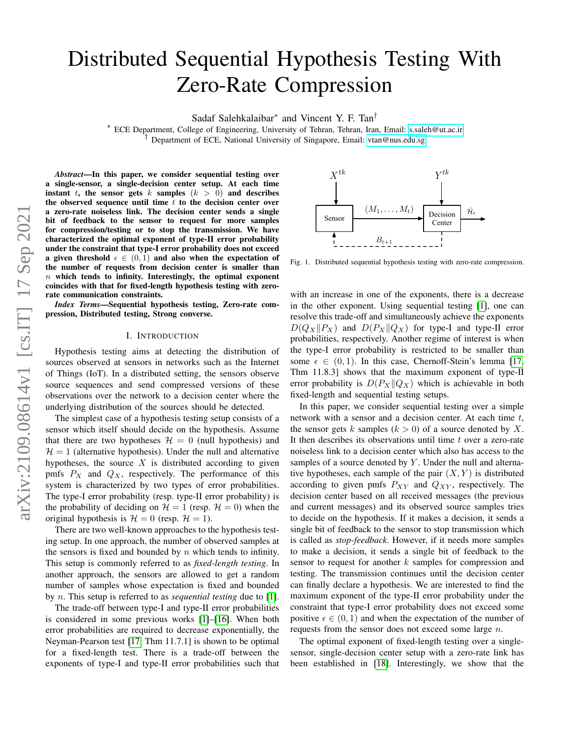# Distributed Sequential Hypothesis Testing With Zero-Rate Compression

Sadaf Salehkalaibar[*] and Vincent Y. F. Tan[†]

[*] ECE Department, College of Engineering, University of Tehran, Tehran, Iran, Email: s.saleh@ut.ac.ir

[†] Department of ECE, National University of Singapore, Email: vtan@nus.edu.sg

***Abstract*—In this paper, we consider sequential testing over a single-sensor, a single-decision center setup. At each time instant $t$, the sensor gets $k$ samples ($k > 0$) and describes the observed sequence until time $t$ to the decision center over a zero-rate noiseless link. The decision center sends a single bit of feedback to the sensor to request for more samples for compression/testing or to stop the transmission. We have characterized the optimal exponent of type-II error probability under the constraint that type-I error probability does not exceed a given threshold $\epsilon \in (0, 1)$ and also when the expectation of the number of requests from decision center is smaller than $n$ which tends to infinity. Interestingly, the optimal exponent coincides with that for fixed-length hypothesis testing with zero-rate communication constraints.**

***Index Terms*—Sequential hypothesis testing, Zero-rate compression, Distributed testing, Strong converse.**

## I. Introduction

Hypothesis testing aims at detecting the distribution of sources observed at sensors in networks such as the Internet of Things (IoT). In a distributed setting, the sensors observe source sequences and send compressed versions of these observations over the network to a decision center where the underlying distribution of the sources should be detected.

The simplest case of a hypothesis testing setup consists of a sensor which itself should decide on the hypothesis. Assume that there are two hypotheses $\mathcal{H} = 0$ (null hypothesis) and $\mathcal{H} = 1$ (alternative hypothesis). Under the null and alternative hypotheses, the source $X$ is distributed according to given pmfs $P_X$ and $Q_X$, respectively. The performance of this system is characterized by two types of error probabilities. The type-I error probability (resp. type-II error probability) is the probability of deciding on $\mathcal{H} = 1$ (resp. $\mathcal{H} = 0$) when the original hypothesis is $\mathcal{H} = 0$ (resp. $\mathcal{H} = 1$).

There are two well-known approaches to the hypothesis testing setup. In one approach, the number of observed samples at the sensors is fixed and bounded by $n$ which tends to infinity. This setup is commonly referred to as *fixed-length testing*. In another approach, the sensors are allowed to get a random number of samples whose expectation is fixed and bounded by $n$. This setup is referred to as *sequential testing* due to [1].

The trade-off between type-I and type-II error probabilities is considered in some previous works [1]–[16]. When both error probabilities are required to decrease exponentially, the Neyman-Pearson test [17, Thm 11.7.1] is shown to be optimal for a fixed-length test. There is a trade-off between the exponents of type-I and type-II error probabilities such that with an increase in one of the exponents, there is a decrease in the other exponent. Using sequential testing [1], one can resolve this trade-off and simultaneously achieve the exponents $D(Q_X\|P_X)$ and $D(P_X\|Q_X)$ for type-I and type-II error probabilities, respectively. Another regime of interest is when the type-I error probability is restricted to be smaller than some $\epsilon \in (0, 1)$. In this case, Chernoff-Stein's lemma [17, Thm 11.8.3] shows that the maximum exponent of type-II error probability is $D(P_X\|Q_X)$ which is achievable in both fixed-length and sequential testing setups.

Fig. 1. Distributed sequential hypothesis testing with zero-rate compression.

In this paper, we consider sequential testing over a simple network with a sensor and a decision center. At each time $t$, the sensor gets $k$ samples ($k > 0$) of a source denoted by $X$. It then describes its observations until time $t$ over a zero-rate noiseless link to a decision center which also has access to the samples of a source denoted by $Y$. Under the null and alternative hypotheses, each sample of the pair $(X, Y)$ is distributed according to given pmfs $P_{XY}$ and $Q_{XY}$, respectively. The decision center based on all received messages (the previous and current messages) and its observed source samples tries to decide on the hypothesis. If it makes a decision, it sends a single bit of feedback to the sensor to stop transmission which is called as *stop-feedback*. However, if it needs more samples to make a decision, it sends a single bit of feedback to the sensor to request for another $k$ samples for compression and testing. The transmission continues until the decision center can finally declare a hypothesis. We are interested to find the maximum exponent of the type-II error probability under the constraint that type-I error probability does not exceed some positive $\epsilon \in (0, 1)$ and when the expectation of the number of requests from the sensor does not exceed some large $n$.

The optimal exponent of fixed-length testing over a single-sensor, single-decision center setup with a zero-rate link has been established in [18]. Interestingly, we show that the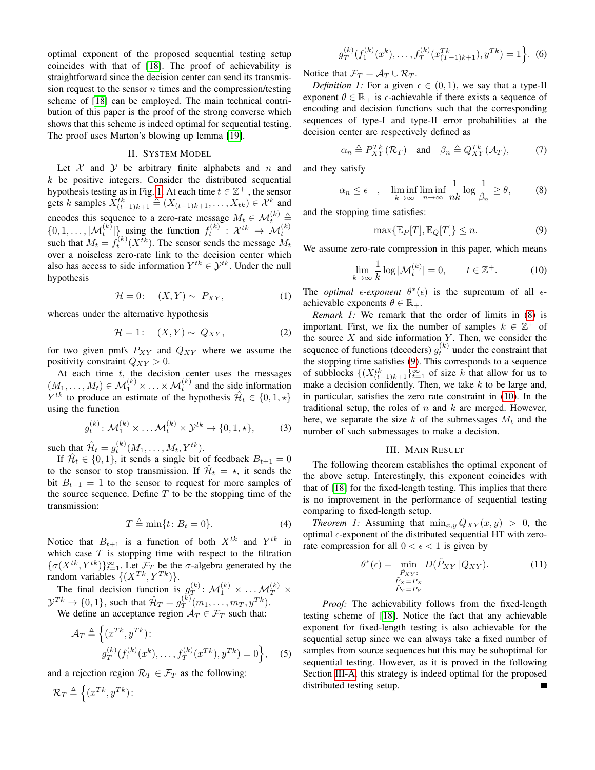optimal exponent of the proposed sequential testing setup coincides with that of [18]. The proof of achievability is straightforward since the decision center can send its transmission request to the sensor $n$ times and the compression/testing scheme of [18] can be employed. The main technical contribution of this paper is the proof of the strong converse which shows that this scheme is indeed optimal for sequential testing. The proof uses Marton's blowing up lemma [19].

## II. System Model

Let $\mathcal{X}$ and $\mathcal{Y}$ be arbitrary finite alphabets and $n$ and $k$ be positive integers. Consider the distributed sequential hypothesis testing as in Fig. 1. At each time $t \in \mathbb{Z}^+$, the sensor gets $k$ samples $X_{(t-1)k+1}^{tk} \triangleq (X_{(t-1)k+1}, \dots, X_{tk}) \in \mathcal{X}^k$ and encodes this sequence to a zero-rate message $M_t \in \mathcal{M}_t^{(k)} \triangleq \{0, 1, \dots, |\mathcal{M}_t^{(k)}|\}$ using the function $f_t^{(k)} : \mathcal{X}^{tk} \to \mathcal{M}_t^{(k)}$ such that $M_t = f_t^{(k)}(X^{tk})$. The sensor sends the message $M_t$ over a noiseless zero-rate link to the decision center which also has access to side information $Y^{tk} \in \mathcal{Y}^{tk}$. Under the null hypothesis

$$\mathcal{H} = 0\colon \quad (X, Y) \sim \ P_{XY}, \tag{1}$$

whereas under the alternative hypothesis

$$\mathcal{H} = 1\colon \quad (X, Y) \sim \ Q_{XY}, \tag{2}$$

for two given pmfs $P_{XY}$ and $Q_{XY}$ where we assume the positivity constraint $Q_{XY} > 0$.

At each time $t$, the decision center uses the messages $(M_1, \dots, M_t) \in \mathcal{M}_1^{(k)} \times \dots \times \mathcal{M}_t^{(k)}$ and the side information $Y^{tk}$ to produce an estimate of the hypothesis $\hat{\mathcal{H}}_t \in \{0, 1, \star\}$ using the function

$$g_t^{(k)} \colon \mathcal{M}_1^{(k)} \times \dots \mathcal{M}_t^{(k)} \times \mathcal{Y}^{tk} \to \{0, 1, \star\}, \tag{3}$$

such that $\hat{\mathcal{H}}_t = g_t^{(k)}(M_1, \dots, M_t, Y^{tk})$.

If $\hat{\mathcal{H}}_t \in \{0, 1\}$, it sends a single bit of feedback $B_{t+1} = 0$ to the sensor to stop transmission. If $\hat{\mathcal{H}}_t = \star$, it sends the bit $B_{t+1} = 1$ to the sensor to request for more samples of the source sequence. Define $T$ to be the stopping time of the transmission:

$$T \triangleq \min\{t \colon B_t = 0\}. \tag{4}$$

Notice that $B_{t+1}$ is a function of both $X^{tk}$ and $Y^{tk}$ in which case $T$ is stopping time with respect to the filtration $\{\sigma(X^{tk}, Y^{tk})\}_{t=1}^{\infty}$. Let $\mathcal{F}_T$ be the $\sigma$-algebra generated by the random variables $\{(X^{Tk}, Y^{Tk})\}$.

The final decision function is $g_T^{(k)} \colon \mathcal{M}_1^{(k)} \times \dots \mathcal{M}_T^{(k)} \times \mathcal{Y}^{Tk} \to \{0, 1\}$, such that $\hat{\mathcal{H}}_T = g_T^{(k)}(m_1, \dots, m_T, y^{Tk})$.

We define an acceptance region $\mathcal{A}_T \in \mathcal{F}_T$ such that:

$$\mathcal{A}_T \triangleq \Big\{(x^{Tk}, y^{Tk}) \colon g_T^{(k)}(f_1^{(k)}(x^k), \dots, f_T^{(k)}(x^{Tk}), y^{Tk}) = 0\Big\}, \tag{5}$$

and a rejection region $\mathcal{R}_T \in \mathcal{F}_T$ as the following:

$$\mathcal{R}_T \triangleq \Big\{(x^{Tk}, y^{Tk}) \colon g_T^{(k)}(f_1^{(k)}(x^k), \dots, f_T^{(k)}(x_{(T-1)k+1}^{Tk}), y^{Tk}) = 1\Big\}. \tag{6}$$

Notice that $\mathcal{F}_T = \mathcal{A}_T \cup \mathcal{R}_T$.

*Definition 1:* For a given $\epsilon \in (0, 1)$, we say that a type-II exponent $\theta \in \mathbb{R}_+$ is $\epsilon$-achievable if there exists a sequence of encoding and decision functions such that the corresponding sequences of type-I and type-II error probabilities at the decision center are respectively defined as

$$\alpha_n \triangleq P_{XY}^{Tk}(\mathcal{R}_T) \quad \text{and} \quad \beta_n \triangleq Q_{XY}^{Tk}(\mathcal{A}_T), \tag{7}$$

and they satisfy

$$\alpha_n \leq \epsilon \quad , \quad \liminf_{k \to \infty} \liminf_{n \to \infty} \frac{1}{nk} \log \frac{1}{\beta_n} \geq \theta, \tag{8}$$

and the stopping time satisfies:

$$\max\{\mathbb{E}_P[T], \mathbb{E}_Q[T]\} \leq n. \tag{9}$$

We assume zero-rate compression in this paper, which means

$$\lim_{k \to \infty} \frac{1}{k} \log |\mathcal{M}_t^{(k)}| = 0, \qquad t \in \mathbb{Z}^+. \tag{10}$$

The *optimal $\epsilon$-exponent* $\theta^*(\epsilon)$ is the supremum of all $\epsilon$-achievable exponents $\theta \in \mathbb{R}_+$.

*Remark 1:* We remark that the order of limits in (8) is important. First, we fix the number of samples $k \in \mathbb{Z}^+$ of the source $X$ and side information $Y$. Then, we consider the sequence of functions (decoders) $g_t^{(k)}$ under the constraint that the stopping time satisfies (9). This corresponds to a sequence of subblocks $\{(X_{(t-1)k+1}^{tk}\}_{t=1}^{\infty}$ of size $k$ that allow for us to make a decision confidently. Then, we take $k$ to be large and, in particular, satisfies the zero rate constraint in (10). In the traditional setup, the roles of $n$ and $k$ are merged. However, here, we separate the size $k$ of the submessages $M_t$ and the number of such submessages to make a decision.

## III. Main Result

The following theorem establishes the optimal exponent of the above setup. Interestingly, this exponent coincides with that of [18] for the fixed-length testing. This implies that there is no improvement in the performance of sequential testing comparing to fixed-length setup.

*Theorem 1:* Assuming that $\min_{x,y} Q_{XY}(x, y) > 0$, the optimal $\epsilon$-exponent of the distributed sequential HT with zero-rate compression for all $0 < \epsilon < 1$ is given by

$$\theta^*(\epsilon) = \min_{\substack{\tilde{P}_{XY}: \\ \tilde{P}_X = P_X \\ \tilde{P}_Y = P_Y}} D(\tilde{P}_{XY} \| Q_{XY}). \tag{11}$$

*Proof:* The achievability follows from the fixed-length testing scheme of [18]. Notice the fact that any achievable exponent for fixed-length testing is also achievable for the sequential setup since we can always take a fixed number of samples from source sequences but this may be suboptimal for sequential testing. However, as it is proved in the following Section III-A, this strategy is indeed optimal for the proposed distributed testing setup. ∎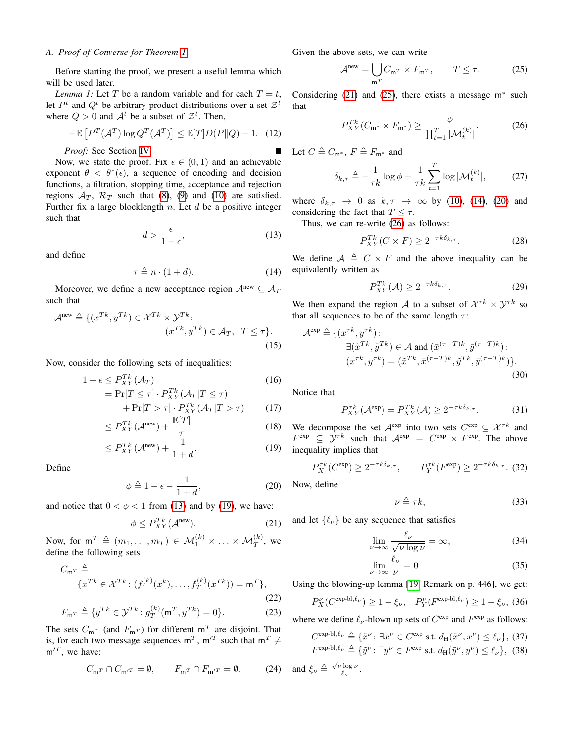### A. Proof of Converse for Theorem 1

Before starting the proof, we present a useful lemma which will be used later.

*Lemma 1:* Let $T$ be a random variable and for each $T = t$, let $P^t$ and $Q^t$ be arbitrary product distributions over a set $\mathcal{Z}^t$ where $Q > 0$ and $\mathcal{A}^t$ be a subset of $\mathcal{Z}^t$. Then,

$$-\mathbb{E}\left[P^T(\mathcal{A}^T)\log Q^T(\mathcal{A}^T)\right] \leq \mathbb{E}[T]D(P\|Q) + 1. \quad (12)$$

*Proof:* See Section IV. ∎

Now, we state the proof. Fix $\epsilon \in (0,1)$ and an achievable exponent $\theta < \theta^*(\epsilon)$, a sequence of encoding and decision functions, a filtration, stopping time, acceptance and rejection regions $\mathcal{A}_T$, $\mathcal{R}_T$ such that (8), (9) and (10) are satisfied. Further fix a large blocklength $n$. Let $d$ be a positive integer such that

$$d > \frac{\epsilon}{1-\epsilon}, \quad (13)$$

and define

$$\tau \triangleq n \cdot (1+d). \quad (14)$$

Moreover, we define a new acceptance region $\mathcal{A}^{\text{new}} \subseteq \mathcal{A}_T$ such that

$$\mathcal{A}^{\text{new}} \triangleq \{(x^{Tk}, y^{Tk}) \in \mathcal{X}^{Tk} \times \mathcal{Y}^{Tk} \colon (x^{Tk}, y^{Tk}) \in \mathcal{A}_T, \;\; T \leq \tau\}. \quad (15)$$

Now, consider the following sets of inequalities:

$$\begin{aligned}
1-\epsilon &\leq P_{XY}^{Tk}(\mathcal{A}_T) && (16)\\
&= \Pr[T \leq \tau] \cdot P_{XY}^{Tk}(\mathcal{A}_T | T \leq \tau) \\
&\quad + \Pr[T > \tau] \cdot P_{XY}^{Tk}(\mathcal{A}_T | T > \tau) && (17)\\
&\leq P_{XY}^{Tk}(\mathcal{A}^{\text{new}}) + \frac{\mathbb{E}[T]}{\tau} && (18)\\
&\leq P_{XY}^{Tk}(\mathcal{A}^{\text{new}}) + \frac{1}{1+d}. && (19)
\end{aligned}$$

Define

$$\phi \triangleq 1 - \epsilon - \frac{1}{1+d}, \quad (20)$$

and notice that $0 < \phi < 1$ from (13) and by (19), we have:

$$\phi \leq P_{XY}^{Tk}(\mathcal{A}^{\text{new}}). \quad (21)$$

Now, for $\mathsf{m}^T \triangleq (m_1, \ldots, m_T) \in \mathcal{M}_1^{(k)} \times \ldots \times \mathcal{M}_T^{(k)}$, we define the following sets

$$C_{\mathsf{m}^T} \triangleq \{x^{Tk} \in \mathcal{X}^{Tk} \colon (f_1^{(k)}(x^k), \ldots, f_T^{(k)}(x^{Tk})) = \mathsf{m}^T\}, \quad (22)$$

$$F_{\mathsf{m}^T} \triangleq \{y^{Tk} \in \mathcal{Y}^{Tk} \colon g_T^{(k)}(\mathsf{m}^T, y^{Tk}) = 0\}. \quad (23)$$

The sets $C_{\mathsf{m}^T}$ (and $F_{\mathsf{m}^T}$) for different $\mathsf{m}^T$ are disjoint. That is, for each two message sequences $\mathsf{m}^T$, $\mathsf{m}'^T$ such that $\mathsf{m}^T \neq \mathsf{m}'^T$, we have:

$$C_{\mathsf{m}^T} \cap C_{\mathsf{m}'^T} = \emptyset, \qquad F_{\mathsf{m}^T} \cap F_{\mathsf{m}'^T} = \emptyset. \quad (24)$$

Given the above sets, we can write

$$\mathcal{A}^{\text{new}} = \bigcup_{\mathsf{m}^T} C_{\mathsf{m}^T} \times F_{\mathsf{m}^T}, \qquad T \leq \tau. \quad (25)$$

Considering (21) and (25), there exists a message $\mathsf{m}^*$ such that

$$P_{XY}^{Tk}(C_{\mathsf{m}^*} \times F_{\mathsf{m}^*}) \geq \frac{\phi}{\prod_{t=1}^T |\mathcal{M}_t^{(k)}|}. \quad (26)$$

Let $C \triangleq C_{\mathsf{m}^*}$, $F \triangleq F_{\mathsf{m}^*}$ and

$$\delta_{k,\tau} \triangleq -\frac{1}{\tau k}\log\phi + \frac{1}{\tau k}\sum_{t=1}^T \log|\mathcal{M}_t^{(k)}|, \quad (27)$$

where $\delta_{k,\tau} \to 0$ as $k, \tau \to \infty$ by (10), (14), (20) and considering the fact that $T \leq \tau$.

Thus, we can re-write (26) as follows:

$$P_{XY}^{Tk}(C \times F) \geq 2^{-\tau k \delta_{k,\tau}}. \quad (28)$$

We define $\mathcal{A} \triangleq C \times F$ and the above inequality can be equivalently written as

$$P_{XY}^{Tk}(\mathcal{A}) \geq 2^{-\tau k \delta_{k,\tau}}. \quad (29)$$

We then expand the region $\mathcal{A}$ to a subset of $\mathcal{X}^{\tau k} \times \mathcal{Y}^{\tau k}$ so that all sequences to be of the same length $\tau$:

$$\mathcal{A}^{\text{exp}} \triangleq \{(x^{\tau k}, y^{\tau k}) \colon \exists (\tilde{x}^{Tk}, \tilde{y}^{Tk}) \in \mathcal{A} \text{ and } (\bar{x}^{(\tau-T)k}, \bar{y}^{(\tau-T)k}) \colon (x^{\tau k}, y^{\tau k}) = (\tilde{x}^{Tk}, \bar{x}^{(\tau-T)k}, \tilde{y}^{Tk}, \bar{y}^{(\tau-T)k})\}. \quad (30)$$

Notice that

$$P_{XY}^{\tau k}(\mathcal{A}^{\text{exp}}) = P_{XY}^{Tk}(\mathcal{A}) \geq 2^{-\tau k \delta_{k,\tau}}. \quad (31)$$

We decompose the set $\mathcal{A}^{\text{exp}}$ into two sets $C^{\text{exp}} \subseteq \mathcal{X}^{\tau k}$ and $F^{\text{exp}} \subseteq \mathcal{Y}^{\tau k}$ such that $\mathcal{A}^{\text{exp}} = C^{\text{exp}} \times F^{\text{exp}}$. The above inequality implies that

$$P_X^{\tau k}(C^{\text{exp}}) \geq 2^{-\tau k \delta_{k,\tau}}, \qquad P_Y^{\tau k}(F^{\text{exp}}) \geq 2^{-\tau k \delta_{k,\tau}}. \quad (32)$$

Now, define

$$\nu \triangleq \tau k, \quad (33)$$

and let $\{\ell_\nu\}$ be any sequence that satisfies

$$\lim_{\nu \to \infty} \frac{\ell_\nu}{\sqrt{\nu \log \nu}} = \infty, \quad (34)$$

$$\lim_{\nu \to \infty} \frac{\ell_\nu}{\nu} = 0 \quad (35)$$

Using the blowing-up lemma [19] Remark on p. 446], we get:

$$P_X^\nu(C^{\text{exp-bl},\ell_\nu}) \geq 1 - \xi_\nu, \quad P_Y^\nu(F^{\text{exp-bl},\ell_\nu}) \geq 1 - \xi_\nu, \quad (36)$$

where we define $\ell_\nu$-blown up sets of $C^{\text{exp}}$ and $F^{\text{exp}}$ as follows:

$$C^{\text{exp-bl},\ell_\nu} \triangleq \{\tilde{x}^\nu \colon \exists x^\nu \in C^{\text{exp}} \text{ s.t. } d_{\text{H}}(\tilde{x}^\nu, x^\nu) \leq \ell_\nu\}, \quad (37)$$

$$F^{\text{exp-bl},\ell_\nu} \triangleq \{\tilde{y}^\nu \colon \exists y^\nu \in F^{\text{exp}} \text{ s.t. } d_{\text{H}}(\tilde{y}^\nu, y^\nu) \leq \ell_\nu\}, \quad (38)$$

and $\xi_\nu \triangleq \frac{\sqrt{\nu \log \nu}}{\ell_\nu}$.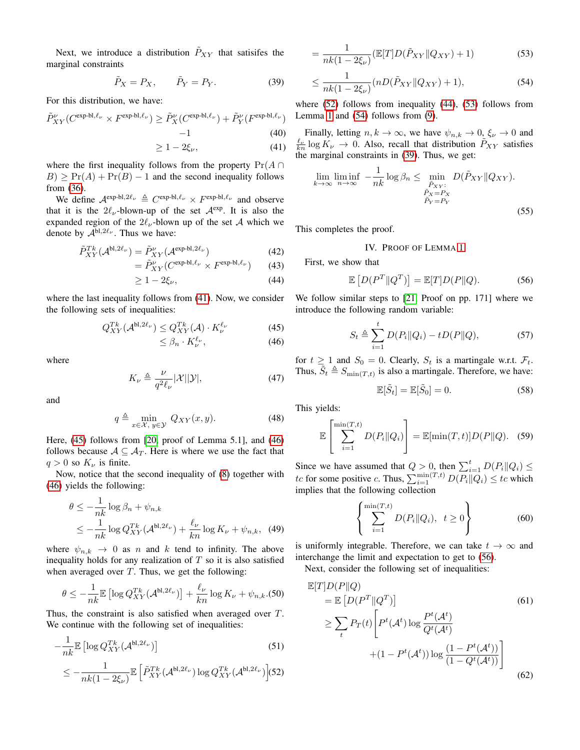Next, we introduce a distribution $\tilde{P}_{XY}$ that satisifes the marginal constraints

$$\tilde{P}_X = P_X, \qquad \tilde{P}_Y = P_Y. \tag{39}$$

For this distribution, we have:

$$\begin{aligned}
\tilde{P}^{\nu}_{XY}(C^{\text{exp-bl},\ell_\nu} \times F^{\text{exp-bl},\ell_\nu}) &\geq \tilde{P}^{\nu}_{X}(C^{\text{exp-bl},\ell_\nu}) + \tilde{P}^{\nu}_{Y}(F^{\text{exp-bl},\ell_\nu}) \\
&\quad -1 && (40)\\
&\geq 1 - 2\xi_\nu, && (41)
\end{aligned}$$

where the first inequality follows from the property $\Pr(A \cap B) \geq \Pr(A) + \Pr(B) - 1$ and the second inequality follows from (36).

We define $\mathcal{A}^{\text{exp-bl},2\ell_\nu} \triangleq C^{\text{exp-bl},\ell_\nu} \times F^{\text{exp-bl},\ell_\nu}$ and observe that it is the $2\ell_\nu$-blown-up of the set $\mathcal{A}^{\text{exp}}$. It is also the expanded region of the $2\ell_\nu$-blown up of the set $\mathcal{A}$ which we denote by $\mathcal{A}^{\text{bl},2\ell_\nu}$. Thus we have:

$$\begin{aligned}
\tilde{P}^{Tk}_{XY}(\mathcal{A}^{\text{bl},2\ell_\nu}) &= \tilde{P}^{\nu}_{XY}(\mathcal{A}^{\text{exp-bl},2\ell_\nu}) && (42)\\
&= \tilde{P}^{\nu}_{XY}(C^{\text{exp-bl},\ell_\nu} \times F^{\text{exp-bl},\ell_\nu}) && (43)\\
&\geq 1 - 2\xi_\nu, && (44)
\end{aligned}$$

where the last inequality follows from (41). Now, we consider the following sets of inequalities:

$$\begin{aligned}
Q^{Tk}_{XY}(\mathcal{A}^{\text{bl},2\ell_\nu}) &\leq Q^{Tk}_{XY}(\mathcal{A}) \cdot K_\nu^{\ell_\nu} && (45)\\
&\leq \beta_n \cdot K_\nu^{\ell_\nu}, && (46)
\end{aligned}$$

where

$$K_\nu \triangleq \frac{\nu}{q^2 \ell_\nu} |\mathcal{X}||\mathcal{Y}|, \tag{47}$$

and

$$q \triangleq \min_{x \in \mathcal{X},\, y \in \mathcal{Y}} Q_{XY}(x, y). \tag{48}$$

Here, (45) follows from [20, proof of Lemma 5.1], and (46) follows because $\mathcal{A} \subseteq \mathcal{A}_T$. Here is where we use the fact that $q > 0$ so $K_\nu$ is finite.

Now, notice that the second inequality of (8) together with (46) yields the following:

$$\begin{aligned}
\theta &\leq -\frac{1}{nk} \log \beta_n + \psi_{n,k} \\
&\leq -\frac{1}{nk} \log Q^{Tk}_{XY}(\mathcal{A}^{\text{bl},2\ell_\nu}) + \frac{\ell_\nu}{kn} \log K_\nu + \psi_{n,k}, && (49)
\end{aligned}$$

where $\psi_{n,k} \to 0$ as $n$ and $k$ tend to infinity. The above inequality holds for any realization of $T$ so it is also satisfied when averaged over $T$. Thus, we get the following:

$$\theta \leq -\frac{1}{nk} \mathbb{E}\left[\log Q^{Tk}_{XY}(\mathcal{A}^{\text{bl},2\ell_\nu})\right] + \frac{\ell_\nu}{kn} \log K_\nu + \psi_{n,k}. \tag{50}$$

Thus, the constraint is also satisfied when averaged over $T$. We continue with the following set of inequalities:

$$\begin{aligned}
&-\frac{1}{nk} \mathbb{E}\left[\log Q^{Tk}_{XY}(\mathcal{A}^{\text{bl},2\ell_\nu})\right] && (51)\\
&\leq -\frac{1}{nk(1-2\xi_\nu)} \mathbb{E}\left[\tilde{P}^{Tk}_{XY}(\mathcal{A}^{\text{bl},2\ell_\nu}) \log Q^{Tk}_{XY}(\mathcal{A}^{\text{bl},2\ell_\nu})\right] && (52)\\
&= \frac{1}{nk(1-2\xi_\nu)} \left(\mathbb{E}[T] D(\tilde{P}_{XY} \| Q_{XY}) + 1\right) && (53)\\
&\leq \frac{1}{nk(1-2\xi_\nu)} \left(n D(\tilde{P}_{XY} \| Q_{XY}) + 1\right), && (54)
\end{aligned}$$

where (52) follows from inequality (44), (53) follows from Lemma 1 and (54) follows from (9).

Finally, letting $n, k \to \infty$, we have $\psi_{n,k} \to 0$, $\xi_\nu \to 0$ and $\frac{\ell_\nu}{kn} \log K_\nu \to 0$. Also, recall that distribution $\tilde{P}_{XY}$ satisfies the marginal constraints in (39). Thus, we get:

$$\lim_{k \to \infty} \liminf_{n \to \infty} -\frac{1}{nk} \log \beta_n \leq \min_{\substack{\tilde{P}_{XY}: \\ \tilde{P}_X = P_X \\ \tilde{P}_Y = P_Y}} D(\tilde{P}_{XY} \| Q_{XY}). \tag{55}$$

This completes the proof.

## IV. Proof of Lemma 1

First, we show that

$$\mathbb{E}\left[D(P^T \| Q^T)\right] = \mathbb{E}[T] D(P \| Q). \tag{56}$$

We follow similar steps to [21, Proof on pp. 171] where we introduce the following random variable:

$$S_t \triangleq \sum_{i=1}^{t} D(P_i \| Q_i) - t D(P \| Q), \tag{57}$$

for $t \geq 1$ and $S_0 = 0$. Clearly, $S_t$ is a martingale w.r.t. $\mathcal{F}_t$. Thus, $\tilde{S}_t \triangleq S_{\min(T,t)}$ is also a martingale. Therefore, we have:

$$\mathbb{E}[\tilde{S}_t] = \mathbb{E}[\tilde{S}_0] = 0. \tag{58}$$

This yields:

$$\mathbb{E}\left[\sum_{i=1}^{\min(T,t)} D(P_i \| Q_i)\right] = \mathbb{E}[\min(T, t)] D(P \| Q). \tag{59}$$

Since we have assumed that $Q > 0$, then $\sum_{i=1}^{t} D(P_i \| Q_i) \leq tc$ for some positive $c$. Thus, $\sum_{i=1}^{\min(T,t)} D(P_i \| Q_i) \leq tc$ which implies that the following collection

$$\left\{ \sum_{i=1}^{\min(T,t)} D(P_i \| Q_i), \;\; t \geq 0 \right\} \tag{60}$$

is uniformly integrable. Therefore, we can take $t \to \infty$ and interchange the limit and expectation to get to (56).

Next, consider the following set of inequalities:

$$\begin{aligned}
&\mathbb{E}[T] D(P \| Q) \\
&\quad = \mathbb{E}\left[D(P^T \| Q^T)\right] && (61)\\
&\quad \geq \sum_t P_T(t) \Bigg[ P^t(\mathcal{A}^t) \log \frac{P^t(\mathcal{A}^t)}{Q^t(\mathcal{A}^t)} \\
&\qquad\qquad + (1 - P^t(\mathcal{A}^t)) \log \frac{(1 - P^t(\mathcal{A}^t))}{(1 - Q^t(\mathcal{A}^t))} \Bigg] && (62)
\end{aligned}$$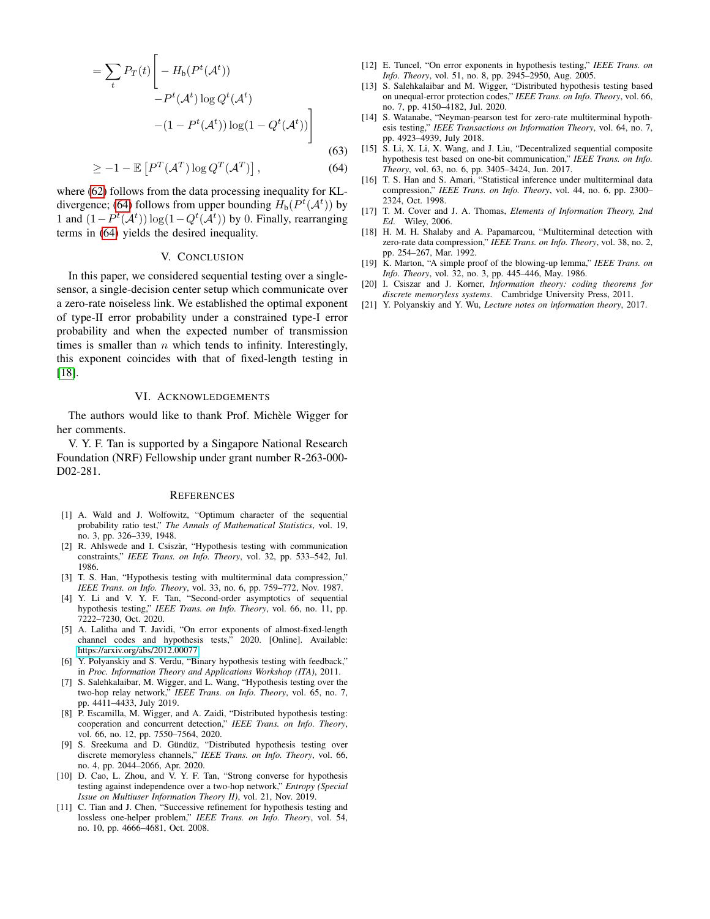$$
= \sum_t P_T(t) \Bigg[ - H_{\mathrm{b}}(P^t(\mathcal{A}^t)) \\
- P^t(\mathcal{A}^t) \log Q^t(\mathcal{A}^t) \\
- (1 - P^t(\mathcal{A}^t)) \log (1 - Q^t(\mathcal{A}^t)) \Bigg] \tag{63}
$$

$$
\geq -1 - \mathbb{E}\left[ P^T(\mathcal{A}^T) \log Q^T(\mathcal{A}^T) \right], \tag{64}
$$

where (62) follows from the data processing inequality for KL-divergence; (64) follows from upper bounding $H_{\mathrm{b}}(P^t(\mathcal{A}^t))$ by 1 and $(1-P^t(\mathcal{A}^t))\log(1-Q^t(\mathcal{A}^t))$ by 0. Finally, rearranging terms in (64) yields the desired inequality.

## V. Conclusion

In this paper, we considered sequential testing over a single-sensor, a single-decision center setup which communicate over a zero-rate noiseless link. We established the optimal exponent of type-II error probability under a constrained type-I error probability and when the expected number of transmission times is smaller than $n$ which tends to infinity. Interestingly, this exponent coincides with that of fixed-length testing in [18].

## VI. Acknowledgements

The authors would like to thank Prof. Michèle Wigger for her comments.

V. Y. F. Tan is supported by a Singapore National Research Foundation (NRF) Fellowship under grant number R-263-000-D02-281.

## References

[1] A. Wald and J. Wolfowitz, "Optimum character of the sequential probability ratio test," *The Annals of Mathematical Statistics*, vol. 19, no. 3, pp. 326–339, 1948.

[2] R. Ahlswede and I. Csiszàr, "Hypothesis testing with communication constraints," *IEEE Trans. on Info. Theory*, vol. 32, pp. 533–542, Jul. 1986.

[3] T. S. Han, "Hypothesis testing with multiterminal data compression," *IEEE Trans. on Info. Theory*, vol. 33, no. 6, pp. 759–772, Nov. 1987.

[4] Y. Li and V. Y. F. Tan, "Second-order asymptotics of sequential hypothesis testing," *IEEE Trans. on Info. Theory*, vol. 66, no. 11, pp. 7222–7230, Oct. 2020.

[5] A. Lalitha and T. Javidi, "On error exponents of almost-fixed-length channel codes and hypothesis tests," 2020. [Online]. Available: https://arxiv.org/abs/2012.00077

[6] Y. Polyanskiy and S. Verdu, "Binary hypothesis testing with feedback," in *Proc. Information Theory and Applications Workshop (ITA)*, 2011.

[7] S. Salehkalaibar, M. Wigger, and L. Wang, "Hypothesis testing over the two-hop relay network," *IEEE Trans. on Info. Theory*, vol. 65, no. 7, pp. 4411–4433, July 2019.

[8] P. Escamilla, M. Wigger, and A. Zaidi, "Distributed hypothesis testing: cooperation and concurrent detection," *IEEE Trans. on Info. Theory*, vol. 66, no. 12, pp. 7550–7564, 2020.

[9] S. Sreekuma and D. Gündüz, "Distributed hypothesis testing over discrete memoryless channels," *IEEE Trans. on Info. Theory*, vol. 66, no. 4, pp. 2044–2066, Apr. 2020.

[10] D. Cao, L. Zhou, and V. Y. F. Tan, "Strong converse for hypothesis testing against independence over a two-hop network," *Entropy (Special Issue on Multiuser Information Theory II)*, vol. 21, Nov. 2019.

[11] C. Tian and J. Chen, "Successive refinement for hypothesis testing and lossless one-helper problem," *IEEE Trans. on Info. Theory*, vol. 54, no. 10, pp. 4666–4681, Oct. 2008.

[12] E. Tuncel, "On error exponents in hypothesis testing," *IEEE Trans. on Info. Theory*, vol. 51, no. 8, pp. 2945–2950, Aug. 2005.

[13] S. Salehkalaibar and M. Wigger, "Distributed hypothesis testing based on unequal-error protection codes," *IEEE Trans. on Info. Theory*, vol. 66, no. 7, pp. 4150–4182, Jul. 2020.

[14] S. Watanabe, "Neyman-pearson test for zero-rate multiterminal hypothesis testing," *IEEE Transactions on Information Theory*, vol. 64, no. 7, pp. 4923–4939, July 2018.

[15] S. Li, X. Li, X. Wang, and J. Liu, "Decentralized sequential composite hypothesis test based on one-bit communication," *IEEE Trans. on Info. Theory*, vol. 63, no. 6, pp. 3405–3424, Jun. 2017.

[16] T. S. Han and S. Amari, "Statistical inference under multiterminal data compression," *IEEE Trans. on Info. Theory*, vol. 44, no. 6, pp. 2300–2324, Oct. 1998.

[17] T. M. Cover and J. A. Thomas, *Elements of Information Theory, 2nd Ed.* Wiley, 2006.

[18] H. M. H. Shalaby and A. Papamarcou, "Multiterminal detection with zero-rate data compression," *IEEE Trans. on Info. Theory*, vol. 38, no. 2, pp. 254–267, Mar. 1992.

[19] K. Marton, "A simple proof of the blowing-up lemma," *IEEE Trans. on Info. Theory*, vol. 32, no. 3, pp. 445–446, May. 1986.

[20] I. Csiszar and J. Korner, *Information theory: coding theorems for discrete memoryless systems*. Cambridge University Press, 2011.

[21] Y. Polyanskiy and Y. Wu, *Lecture notes on information theory*, 2017.